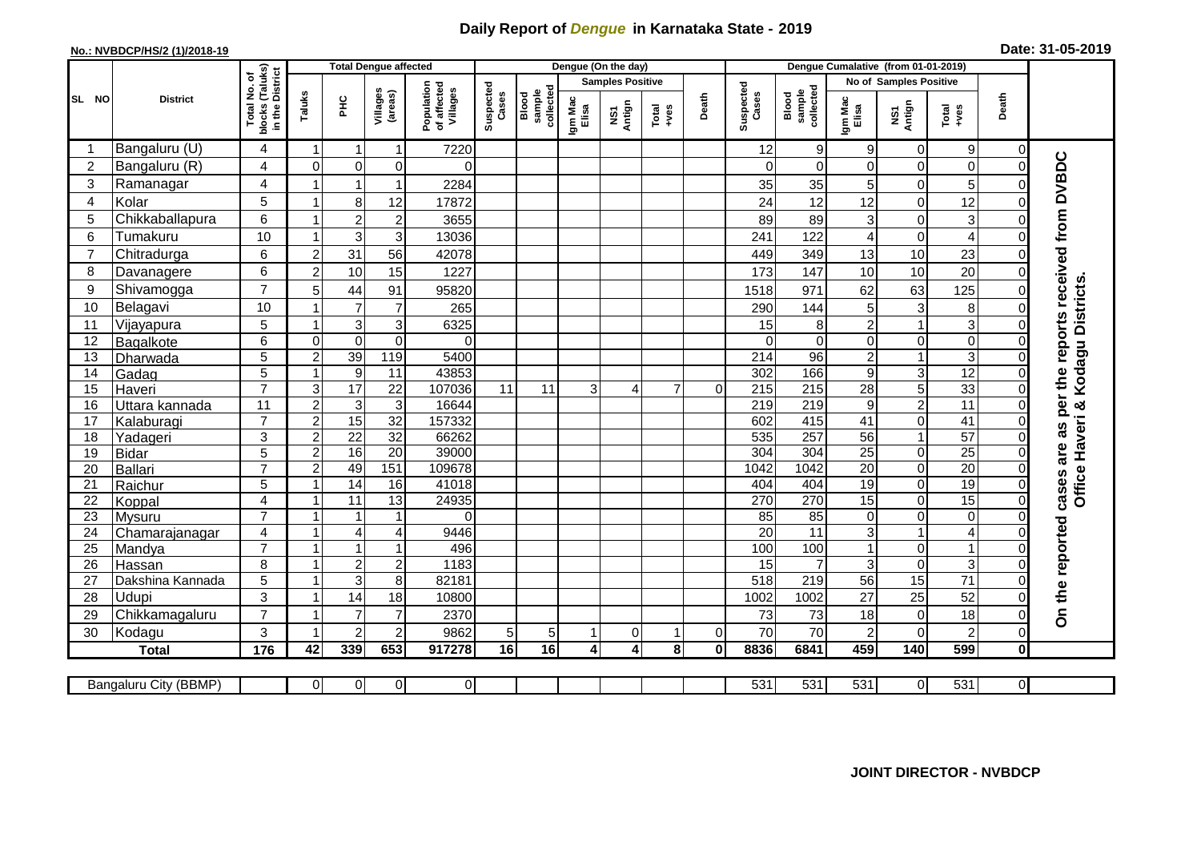# Daily Report of *Dengue* in Karnataka State - 2019

**No.: NVBDCP/HS/2 (1)/2018-19**

**Date: 31-05-2019**

| SL NO | District | Total No. of blocks (Taluks) in the District | Total Dengue affected | | | | Dengue (On the day) | | | | | | Dengue Cumalative (from 01-01-2019) | | | | | | |
|---|---|---|---|---|---|---|---|---|---|---|---|---|---|---|---|---|---|---|---|
| | | | Taluks | PHC | Villages (areas) | Population of affected Villages | Suspected Cases | Blood sample collected | Samples Positive | | | Death | Suspected Cases | Blood sample collected | No of Samples Positive | | | Death | |
| | | | | | | | | | Igm Mac Elisa | NS1 Antign | Total +ves | | | | Igm Mac Elisa | NS1 Antign | Total +ves | | |
| 1 | Bangaluru (U) | 4 | 1 | 1 | 1 | 7220 | | | | | | | 12 | 9 | 9 | 0 | 9 | 0 | On the reported cases are as per the reports received from DVBDC Office Haveri & Kodagu Districts. |
| 2 | Bangaluru (R) | 4 | 0 | 0 | 0 | 0 | | | | | | | 0 | 0 | 0 | 0 | 0 | 0 | |
| 3 | Ramanagar | 4 | 1 | 1 | 1 | 2284 | | | | | | | 35 | 35 | 5 | 0 | 5 | 0 | |
| 4 | Kolar | 5 | 1 | 8 | 12 | 17872 | | | | | | | 24 | 12 | 12 | 0 | 12 | 0 | |
| 5 | Chikkaballapura | 6 | 1 | 2 | 2 | 3655 | | | | | | | 89 | 89 | 3 | 0 | 3 | 0 | |
| 6 | Tumakuru | 10 | 1 | 3 | 3 | 13036 | | | | | | | 241 | 122 | 4 | 0 | 4 | 0 | |
| 7 | Chitradurga | 6 | 2 | 31 | 56 | 42078 | | | | | | | 449 | 349 | 13 | 10 | 23 | 0 | |
| 8 | Davanagere | 6 | 2 | 10 | 15 | 1227 | | | | | | | 173 | 147 | 10 | 10 | 20 | 0 | |
| 9 | Shivamogga | 7 | 5 | 44 | 91 | 95820 | | | | | | | 1518 | 971 | 62 | 63 | 125 | 0 | |
| 10 | Belagavi | 10 | 1 | 7 | 7 | 265 | | | | | | | 290 | 144 | 5 | 3 | 8 | 0 | |
| 11 | Vijayapura | 5 | 1 | 3 | 3 | 6325 | | | | | | | 15 | 8 | 2 | 1 | 3 | 0 | |
| 12 | Bagalkote | 6 | 0 | 0 | 0 | 0 | | | | | | | 0 | 0 | 0 | 0 | 0 | 0 | |
| 13 | Dharwada | 5 | 2 | 39 | 119 | 5400 | | | | | | | 214 | 96 | 2 | 1 | 3 | 0 | |
| 14 | Gadag | 5 | 1 | 9 | 11 | 43853 | | | | | | | 302 | 166 | 9 | 3 | 12 | 0 | |
| 15 | Haveri | 7 | 3 | 17 | 22 | 107036 | 11 | 11 | 3 | 4 | 7 | 0 | 215 | 215 | 28 | 5 | 33 | 0 | |
| 16 | Uttara kannada | 11 | 2 | 3 | 3 | 16644 | | | | | | | 219 | 219 | 9 | 2 | 11 | 0 | |
| 17 | Kalaburagi | 7 | 2 | 15 | 32 | 157332 | | | | | | | 602 | 415 | 41 | 0 | 41 | 0 | |
| 18 | Yadageri | 3 | 2 | 22 | 32 | 66262 | | | | | | | 535 | 257 | 56 | 1 | 57 | 0 | |
| 19 | Bidar | 5 | 2 | 16 | 20 | 39000 | | | | | | | 304 | 304 | 25 | 0 | 25 | 0 | |
| 20 | Ballari | 7 | 2 | 49 | 151 | 109678 | | | | | | | 1042 | 1042 | 20 | 0 | 20 | 0 | |
| 21 | Raichur | 5 | 1 | 14 | 16 | 41018 | | | | | | | 404 | 404 | 19 | 0 | 19 | 0 | |
| 22 | Koppal | 4 | 1 | 11 | 13 | 24935 | | | | | | | 270 | 270 | 15 | 0 | 15 | 0 | |
| 23 | Mysuru | 7 | 1 | 1 | 1 | 0 | | | | | | | 85 | 85 | 0 | 0 | 0 | 0 | |
| 24 | Chamarajanagar | 4 | 1 | 4 | 4 | 9446 | | | | | | | 20 | 11 | 3 | 1 | 4 | 0 | |
| 25 | Mandya | 7 | 1 | 1 | 1 | 496 | | | | | | | 100 | 100 | 1 | 0 | 1 | 0 | |
| 26 | Hassan | 8 | 1 | 2 | 2 | 1183 | | | | | | | 15 | 7 | 3 | 0 | 3 | 0 | |
| 27 | Dakshina Kannada | 5 | 1 | 3 | 8 | 82181 | | | | | | | 518 | 219 | 56 | 15 | 71 | 0 | |
| 28 | Udupi | 3 | 1 | 14 | 18 | 10800 | | | | | | | 1002 | 1002 | 27 | 25 | 52 | 0 | |
| 29 | Chikkamagaluru | 7 | 1 | 7 | 7 | 2370 | | | | | | | 73 | 73 | 18 | 0 | 18 | 0 | |
| 30 | Kodagu | 3 | 1 | 2 | 2 | 9862 | 5 | 5 | 1 | 0 | 1 | 0 | 70 | 70 | 2 | 0 | 2 | 0 | |
| | **Total** | **176** | **42** | **339** | **653** | **917278** | **16** | **16** | **4** | **4** | **8** | **0** | **8836** | **6841** | **459** | **140** | **599** | **0** | |

| Bangaluru City (BBMP) | | 0 | 0 | 0 | 0 | | | | | | | 531 | 531 | 531 | 0 | 531 | 0 |
|---|---|---|---|---|---|---|---|---|---|---|---|---|---|---|---|---|---|

**JOINT DIRECTOR - NVBDCP**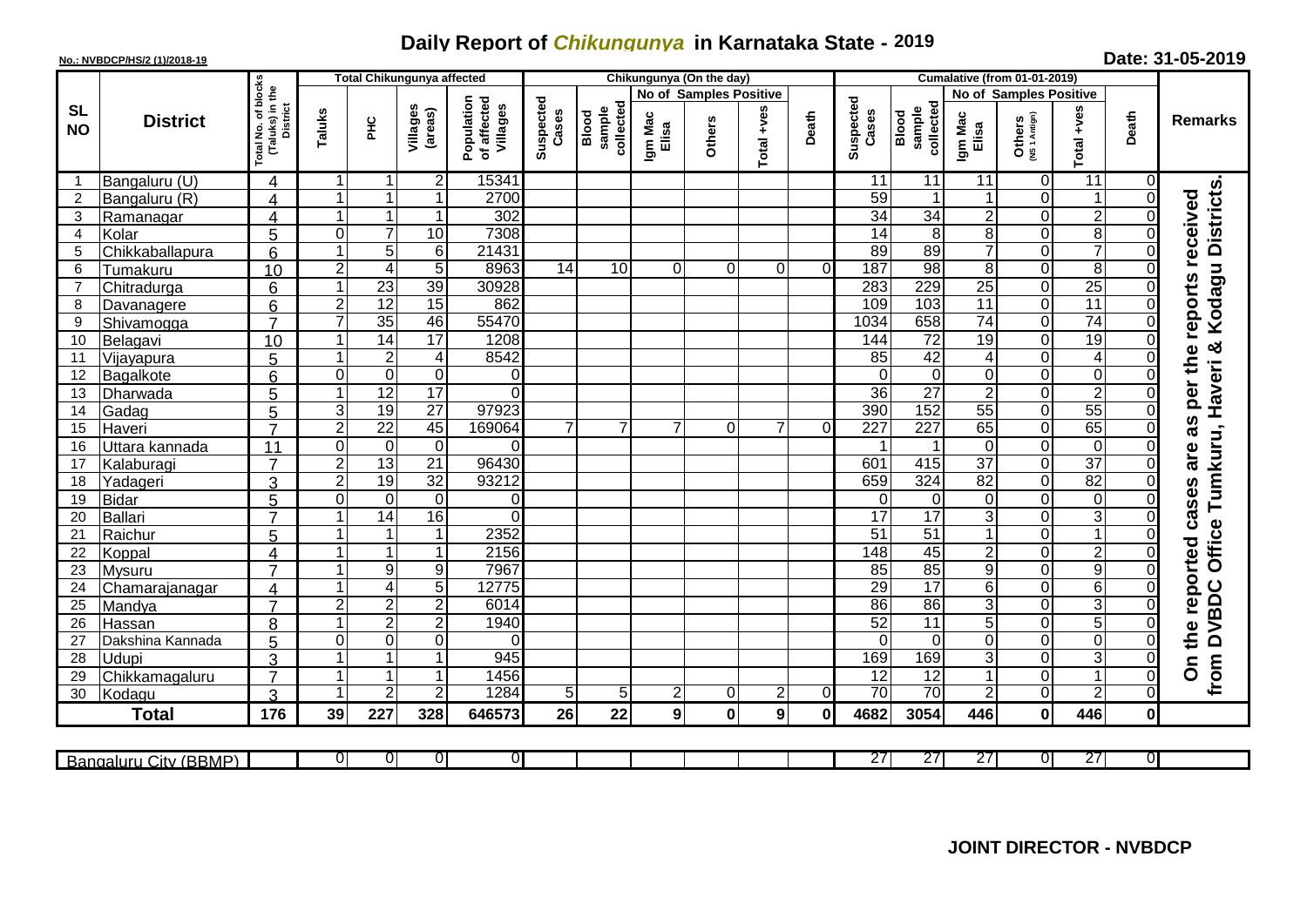# Daily Report of *Chikungunya* in Karnataka State - 2019

**No.: NVBDCP/HS/2 (1)/2018-19**

**Date: 31-05-2019**

| SL NO | District | Total No. of blocks (Taluks) in the District | Total Chikungunya affected | | | | Chikungunya (On the day) | | | | | | | Cumalative (from 01-01-2019) | | | | | | | Remarks |
|---|---|---|---|---|---|---|---|---|---|---|---|---|---|---|---|---|---|---|---|---|---|
| | | | | | | | | | No of Samples Positive | | | | | | | No of Samples Positive | | | | | |
| | | | Taluks | PHC | Villages (areas) | Population of affected Villages | Suspected Cases | Blood sample collected | Igm Mac Elisa | Others | Total +ves | Death | Suspected Cases | Blood sample collected | Igm Mac Elisa | Others (NS1 Antign) | Total +ves | Death | |
| 1 | Bangaluru (U) | 4 | 1 | 1 | 2 | 15341 | | | | | | | 11 | 11 | 11 | 0 | 11 | 0 | On the reported cases are as per the reports received from DVBDC Office Tumkuru, Haveri & Kodagu Districts. |
| 2 | Bangaluru (R) | 4 | 1 | 1 | 1 | 2700 | | | | | | | 59 | 1 | 1 | 0 | 1 | 0 | |
| 3 | Ramanagar | 4 | 1 | 1 | 1 | 302 | | | | | | | 34 | 34 | 2 | 0 | 2 | 0 | |
| 4 | Kolar | 5 | 0 | 7 | 10 | 7308 | | | | | | | 14 | 8 | 8 | 0 | 8 | 0 | |
| 5 | Chikkaballapura | 6 | 1 | 5 | 6 | 21431 | | | | | | | 89 | 89 | 7 | 0 | 7 | 0 | |
| 6 | Tumakuru | 10 | 2 | 4 | 5 | 8963 | 14 | 10 | 0 | 0 | 0 | 0 | 187 | 98 | 8 | 0 | 8 | 0 | |
| 7 | Chitradurga | 6 | 1 | 23 | 39 | 30928 | | | | | | | 283 | 229 | 25 | 0 | 25 | 0 | |
| 8 | Davanagere | 6 | 2 | 12 | 15 | 862 | | | | | | | 109 | 103 | 11 | 0 | 11 | 0 | |
| 9 | Shivamogga | 7 | 7 | 35 | 46 | 55470 | | | | | | | 1034 | 658 | 74 | 0 | 74 | 0 | |
| 10 | Belagavi | 10 | 1 | 14 | 17 | 1208 | | | | | | | 144 | 72 | 19 | 0 | 19 | 0 | |
| 11 | Vijayapura | 5 | 1 | 2 | 4 | 8542 | | | | | | | 85 | 42 | 4 | 0 | 4 | 0 | |
| 12 | Bagalkote | 6 | 0 | 0 | 0 | 0 | | | | | | | 0 | 0 | 0 | 0 | 0 | 0 | |
| 13 | Dharwada | 5 | 1 | 12 | 17 | 0 | | | | | | | 36 | 27 | 2 | 0 | 2 | 0 | |
| 14 | Gadag | 5 | 3 | 19 | 27 | 97923 | | | | | | | 390 | 152 | 55 | 0 | 55 | 0 | |
| 15 | Haveri | 7 | 2 | 22 | 45 | 169064 | 7 | 7 | 7 | 0 | 7 | 0 | 227 | 227 | 65 | 0 | 65 | 0 | |
| 16 | Uttara kannada | 11 | 0 | 0 | 0 | 0 | | | | | | | 1 | 1 | 0 | 0 | 0 | 0 | |
| 17 | Kalaburagi | 7 | 2 | 13 | 21 | 96430 | | | | | | | 601 | 415 | 37 | 0 | 37 | 0 | |
| 18 | Yadageri | 3 | 2 | 19 | 32 | 93212 | | | | | | | 659 | 324 | 82 | 0 | 82 | 0 | |
| 19 | Bidar | 5 | 0 | 0 | 0 | 0 | | | | | | | 0 | 0 | 0 | 0 | 0 | 0 | |
| 20 | Ballari | 7 | 1 | 14 | 16 | 0 | | | | | | | 17 | 17 | 3 | 0 | 3 | 0 | |
| 21 | Raichur | 5 | 1 | 1 | 1 | 2352 | | | | | | | 51 | 51 | 1 | 0 | 1 | 0 | |
| 22 | Koppal | 4 | 1 | 1 | 1 | 2156 | | | | | | | 148 | 45 | 2 | 0 | 2 | 0 | |
| 23 | Mysuru | 7 | 1 | 9 | 9 | 7967 | | | | | | | 85 | 85 | 9 | 0 | 9 | 0 | |
| 24 | Chamarajanagar | 4 | 1 | 4 | 5 | 12775 | | | | | | | 29 | 17 | 6 | 0 | 6 | 0 | |
| 25 | Mandya | 7 | 2 | 2 | 2 | 6014 | | | | | | | 86 | 86 | 3 | 0 | 3 | 0 | |
| 26 | Hassan | 8 | 1 | 2 | 2 | 1940 | | | | | | | 52 | 11 | 5 | 0 | 5 | 0 | |
| 27 | Dakshina Kannada | 5 | 0 | 0 | 0 | 0 | | | | | | | 0 | 0 | 0 | 0 | 0 | 0 | |
| 28 | Udupi | 3 | 1 | 1 | 1 | 945 | | | | | | | 169 | 169 | 3 | 0 | 3 | 0 | |
| 29 | Chikkamagaluru | 7 | 1 | 1 | 1 | 1456 | | | | | | | 12 | 12 | 1 | 0 | 1 | 0 | |
| 30 | Kodagu | 3 | 1 | 2 | 2 | 1284 | 5 | 5 | 2 | 0 | 2 | 0 | 70 | 70 | 2 | 0 | 2 | 0 | |
| **Total** | | **176** | **39** | **227** | **328** | **646573** | **26** | **22** | **9** | **0** | **9** | **0** | **4682** | **3054** | **446** | **0** | **446** | **0** | |

| Bangaluru City (BBMP) | | 0 | 0 | 0 | 0 | | | | | | | 27 | 27 | 27 | 0 | 27 | 0 | |
|---|---|---|---|---|---|---|---|---|---|---|---|---|---|---|---|---|---|---|

**JOINT DIRECTOR - NVBDCP**